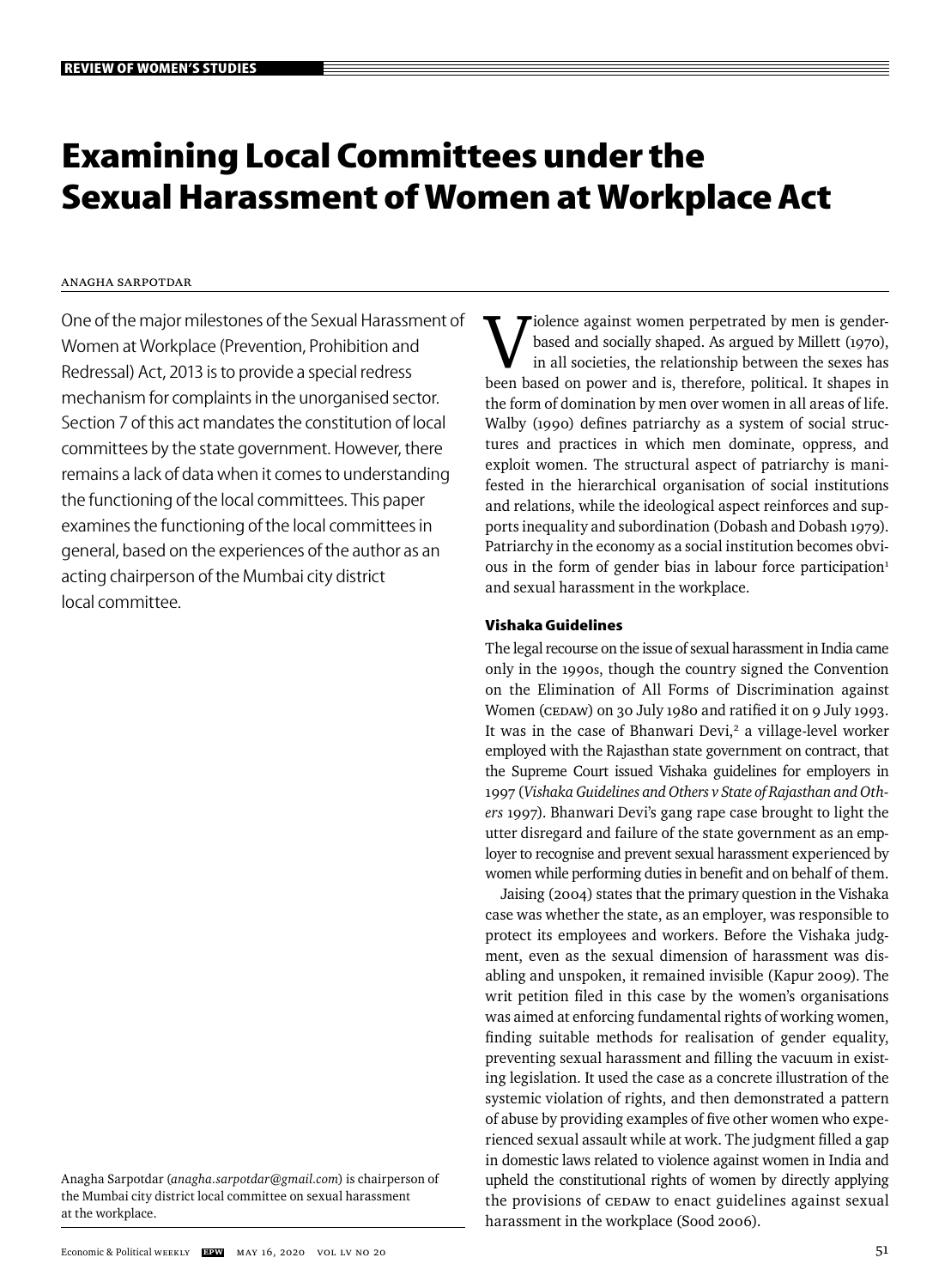# Examining Local Committees under the Sexual Harassment of Women at Workplace Act

ANAGHA SARPOTDAR

One of the major milestones of the Sexual Harassment of Women at Workplace (Prevention, Prohibition and Redressal) Act, 2013 is to provide a special redress mechanism for complaints in the unorganised sector. Section 7 of this act mandates the constitution of local committees by the state government. However, there remains a lack of data when it comes to understanding the functioning of the local committees. This paper examines the functioning of the local committees in general, based on the experiences of the author as an acting chairperson of the Mumbai city district local committee.

Anagha Sarpotdar (*anagha.sarpotdar@gmail.com*) is chairperson of the Mumbai city district local committee on sexual harassment at the workplace.

Violence against women perpetrated by men is gender-based and socially shaped. As argued by Millett (1970), in all societies, the relationship between the sexes has been based on power and is, therefore, political. It shapes in the form of domination by men over women in all areas of life. Walby (1990) defines patriarchy as a system of social structures and practices in which men dominate, oppress, and exploit women. The structural aspect of patriarchy is manifested in the hierarchical organisation of social institutions and relations, while the ideological aspect reinforces and supports inequality and subordination (Dobash and Dobash 1979). Patriarchy in the economy as a social institution becomes obvious in the form of gender bias in labour force participation[1] and sexual harassment in the workplace.

### Vishaka Guidelines

The legal recourse on the issue of sexual harassment in India came only in the 1990s, though the country signed the Convention on the Elimination of All Forms of Discrimination against Women (CEDAW) on 30 July 1980 and ratified it on 9 July 1993. It was in the case of Bhanwari Devi,[2] a village-level worker employed with the Rajasthan state government on contract, that the Supreme Court issued Vishaka guidelines for employers in 1997 (*Vishaka Guidelines and Others v State of Rajasthan and Others* 1997). Bhanwari Devi's gang rape case brought to light the utter disregard and failure of the state government as an employer to recognise and prevent sexual harassment experienced by women while performing duties in benefit and on behalf of them.

Jaising (2004) states that the primary question in the Vishaka case was whether the state, as an employer, was responsible to protect its employees and workers. Before the Vishaka judgment, even as the sexual dimension of harassment was disabling and unspoken, it remained invisible (Kapur 2009). The writ petition filed in this case by the women's organisations was aimed at enforcing fundamental rights of working women, finding suitable methods for realisation of gender equality, preventing sexual harassment and filling the vacuum in existing legislation. It used the case as a concrete illustration of the systemic violation of rights, and then demonstrated a pattern of abuse by providing examples of five other women who experienced sexual assault while at work. The judgment filled a gap in domestic laws related to violence against women in India and upheld the constitutional rights of women by directly applying the provisions of CEDAW to enact guidelines against sexual harassment in the workplace (Sood 2006).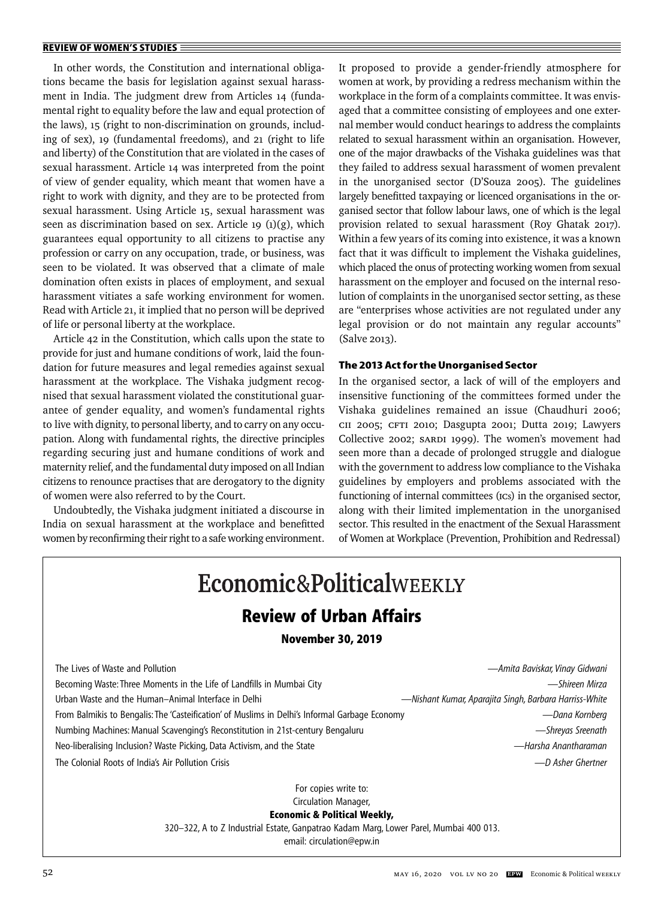In other words, the Constitution and international obligations became the basis for legislation against sexual harassment in India. The judgment drew from Articles 14 (fundamental right to equality before the law and equal protection of the laws), 15 (right to non-discrimination on grounds, including of sex), 19 (fundamental freedoms), and 21 (right to life and liberty) of the Constitution that are violated in the cases of sexual harassment. Article 14 was interpreted from the point of view of gender equality, which meant that women have a right to work with dignity, and they are to be protected from sexual harassment. Using Article 15, sexual harassment was seen as discrimination based on sex. Article 19 (1)(g), which guarantees equal opportunity to all citizens to practise any profession or carry on any occupation, trade, or business, was seen to be violated. It was observed that a climate of male domination often exists in places of employment, and sexual harassment vitiates a safe working environment for women. Read with Article 21, it implied that no person will be deprived of life or personal liberty at the workplace.

Article 42 in the Constitution, which calls upon the state to provide for just and humane conditions of work, laid the foundation for future measures and legal remedies against sexual harassment at the workplace. The Vishaka judgment recognised that sexual harassment violated the constitutional guarantee of gender equality, and women's fundamental rights to live with dignity, to personal liberty, and to carry on any occupation. Along with fundamental rights, the directive principles regarding securing just and humane conditions of work and maternity relief, and the fundamental duty imposed on all Indian citizens to renounce practises that are derogatory to the dignity of women were also referred to by the Court.

Undoubtedly, the Vishaka judgment initiated a discourse in India on sexual harassment at the workplace and benefitted women by reconfirming their right to a safe working environment. It proposed to provide a gender-friendly atmosphere for women at work, by providing a redress mechanism within the workplace in the form of a complaints committee. It was envisaged that a committee consisting of employees and one external member would conduct hearings to address the complaints related to sexual harassment within an organisation. However, one of the major drawbacks of the Vishaka guidelines was that they failed to address sexual harassment of women prevalent in the unorganised sector (D'Souza 2005). The guidelines largely benefitted taxpaying or licenced organisations in the organised sector that follow labour laws, one of which is the legal provision related to sexual harassment (Roy Ghatak 2017). Within a few years of its coming into existence, it was a known fact that it was difficult to implement the Vishaka guidelines, which placed the onus of protecting working women from sexual harassment on the employer and focused on the internal resolution of complaints in the unorganised sector setting, as these are "enterprises whose activities are not regulated under any legal provision or do not maintain any regular accounts" (Salve 2013).

### The 2013 Act for the Unorganised Sector

In the organised sector, a lack of will of the employers and insensitive functioning of the committees formed under the Vishaka guidelines remained an issue (Chaudhuri 2006; CII 2005; CFTI 2010; Dasgupta 2001; Dutta 2019; Lawyers Collective 2002; SARDI 1999). The women's movement had seen more than a decade of prolonged struggle and dialogue with the government to address low compliance to the Vishaka guidelines by employers and problems associated with the functioning of internal committees (ICs) in the organised sector, along with their limited implementation in the unorganised sector. This resulted in the enactment of the Sexual Harassment of Women at Workplace (Prevention, Prohibition and Redressal)

---

**Economic&PoliticalWEEKLY**

**Review of Urban Affairs**

**November 30, 2019**

| | |
|---|---|
| The Lives of Waste and Pollution | —*Amita Baviskar, Vinay Gidwani* |
| Becoming Waste: Three Moments in the Life of Landfills in Mumbai City | —*Shireen Mirza* |
| Urban Waste and the Human–Animal Interface in Delhi | —*Nishant Kumar, Aparajita Singh, Barbara Harriss-White* |
| From Balmikis to Bengalis: The 'Casteification' of Muslims in Delhi's Informal Garbage Economy | —*Dana Kornberg* |
| Numbing Machines: Manual Scavenging's Reconstitution in 21st-century Bengaluru | —*Shreyas Sreenath* |
| Neo-liberalising Inclusion? Waste Picking, Data Activism, and the State | —*Harsha Anantharaman* |
| The Colonial Roots of India's Air Pollution Crisis | —*D Asher Ghertner* |

For copies write to:
Circulation Manager,
**Economic & Political Weekly,**
320–322, A to Z Industrial Estate, Ganpatrao Kadam Marg, Lower Parel, Mumbai 400 013.
email: circulation@epw.in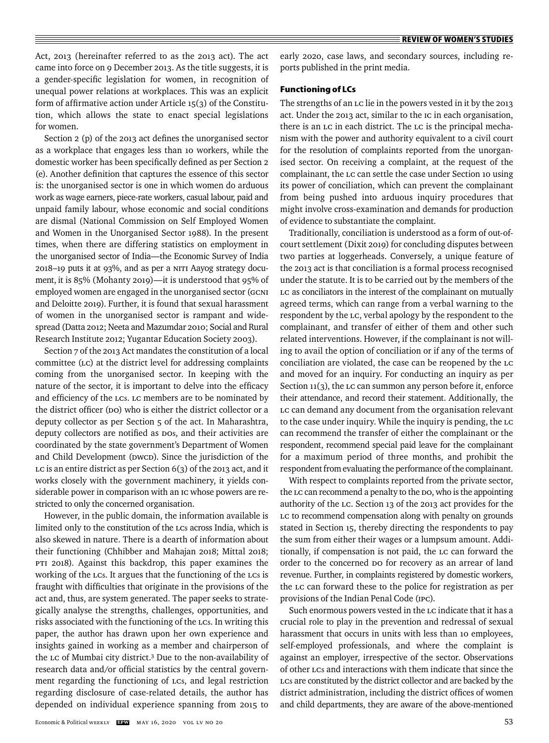Act, 2013 (hereinafter referred to as the 2013 act). The act came into force on 9 December 2013. As the title suggests, it is a gender-specific legislation for women, in recognition of unequal power relations at workplaces. This was an explicit form of affirmative action under Article 15(3) of the Constitution, which allows the state to enact special legislations for women.

Section 2 (p) of the 2013 act defines the unorganised sector as a workplace that engages less than 10 workers, while the domestic worker has been specifically defined as per Section 2 (e). Another definition that captures the essence of this sector is: the unorganised sector is one in which women do arduous work as wage earners, piece-rate workers, casual labour, paid and unpaid family labour, whose economic and social conditions are dismal (National Commission on Self Employed Women and Women in the Unorganised Sector 1988). In the present times, when there are differing statistics on employment in the unorganised sector of India—the Economic Survey of India 2018–19 puts it at 93%, and as per a NITI Aayog strategy document, it is 85% (Mohanty 2019)—it is understood that 95% of employed women are engaged in the unorganised sector (GCNI and Deloitte 2019). Further, it is found that sexual harassment of women in the unorganised sector is rampant and widespread (Datta 2012; Neeta and Mazumdar 2010; Social and Rural Research Institute 2012; Yugantar Education Society 2003).

Section 7 of the 2013 Act mandates the constitution of a local committee (LC) at the district level for addressing complaints coming from the unorganised sector. In keeping with the nature of the sector, it is important to delve into the efficacy and efficiency of the LCs. LC members are to be nominated by the district officer (DO) who is either the district collector or a deputy collector as per Section 5 of the act. In Maharashtra, deputy collectors are notified as DOs, and their activities are coordinated by the state government's Department of Women and Child Development (DWCD). Since the jurisdiction of the LC is an entire district as per Section 6(3) of the 2013 act, and it works closely with the government machinery, it yields considerable power in comparison with an IC whose powers are restricted to only the concerned organisation.

However, in the public domain, the information available is limited only to the constitution of the LCs across India, which is also skewed in nature. There is a dearth of information about their functioning (Chhibber and Mahajan 2018; Mittal 2018; PTI 2018). Against this backdrop, this paper examines the working of the LCs. It argues that the functioning of the LCs is fraught with difficulties that originate in the provisions of the act and, thus, are system generated. The paper seeks to strategically analyse the strengths, challenges, opportunities, and risks associated with the functioning of the LCs. In writing this paper, the author has drawn upon her own experience and insights gained in working as a member and chairperson of the LC of Mumbai city district.[3] Due to the non-availability of research data and/or official statistics by the central government regarding the functioning of LCs, and legal restriction regarding disclosure of case-related details, the author has depended on individual experience spanning from 2015 to early 2020, case laws, and secondary sources, including reports published in the print media.

### Functioning of LCs

The strengths of an LC lie in the powers vested in it by the 2013 act. Under the 2013 act, similar to the IC in each organisation, there is an LC in each district. The LC is the principal mechanism with the power and authority equivalent to a civil court for the resolution of complaints reported from the unorganised sector. On receiving a complaint, at the request of the complainant, the LC can settle the case under Section 10 using its power of conciliation, which can prevent the complainant from being pushed into arduous inquiry procedures that might involve cross-examination and demands for production of evidence to substantiate the complaint.

Traditionally, conciliation is understood as a form of out-of-court settlement (Dixit 2019) for concluding disputes between two parties at loggerheads. Conversely, a unique feature of the 2013 act is that conciliation is a formal process recognised under the statute. It is to be carried out by the members of the LC as conciliators in the interest of the complainant on mutually agreed terms, which can range from a verbal warning to the respondent by the LC, verbal apology by the respondent to the complainant, and transfer of either of them and other such related interventions. However, if the complainant is not willing to avail the option of conciliation or if any of the terms of conciliation are violated, the case can be reopened by the LC and moved for an inquiry. For conducting an inquiry as per Section 11(3), the LC can summon any person before it, enforce their attendance, and record their statement. Additionally, the LC can demand any document from the organisation relevant to the case under inquiry. While the inquiry is pending, the LC can recommend the transfer of either the complainant or the respondent, recommend special paid leave for the complainant for a maximum period of three months, and prohibit the respondent from evaluating the performance of the complainant.

With respect to complaints reported from the private sector, the LC can recommend a penalty to the DO, who is the appointing authority of the LC. Section 13 of the 2013 act provides for the LC to recommend compensation along with penalty on grounds stated in Section 15, thereby directing the respondents to pay the sum from either their wages or a lumpsum amount. Additionally, if compensation is not paid, the LC can forward the order to the concerned DO for recovery as an arrear of land revenue. Further, in complaints registered by domestic workers, the LC can forward these to the police for registration as per provisions of the Indian Penal Code (IPC).

Such enormous powers vested in the LC indicate that it has a crucial role to play in the prevention and redressal of sexual harassment that occurs in units with less than 10 employees, self-employed professionals, and where the complaint is against an employer, irrespective of the sector. Observations of other LCs and interactions with them indicate that since the LCs are constituted by the district collector and are backed by the district administration, including the district offices of women and child departments, they are aware of the above-mentioned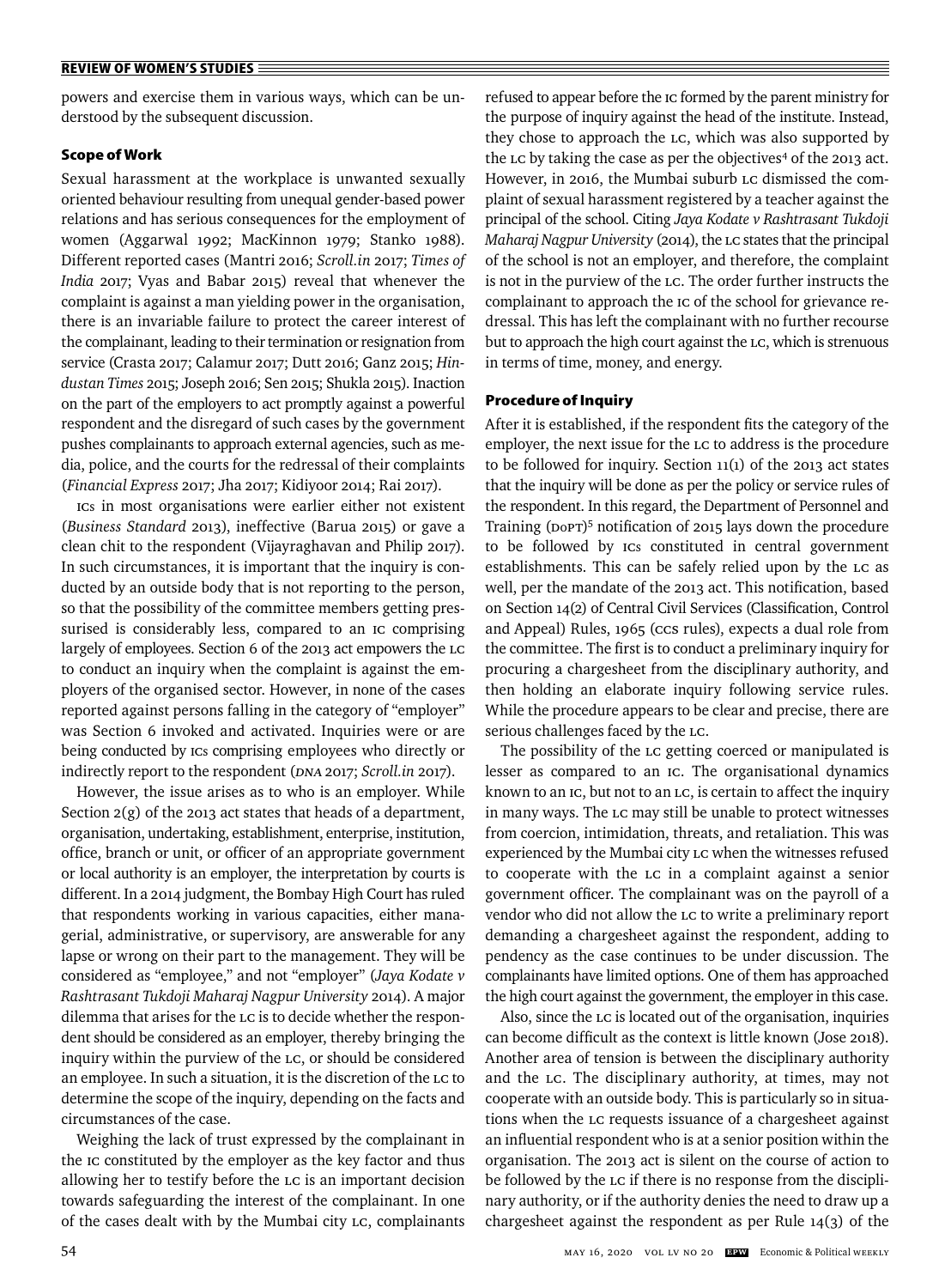powers and exercise them in various ways, which can be understood by the subsequent discussion.

### Scope of Work

Sexual harassment at the workplace is unwanted sexually oriented behaviour resulting from unequal gender-based power relations and has serious consequences for the employment of women (Aggarwal 1992; MacKinnon 1979; Stanko 1988). Different reported cases (Mantri 2016; *Scroll.in* 2017; *Times of India* 2017; Vyas and Babar 2015) reveal that whenever the complaint is against a man yielding power in the organisation, there is an invariable failure to protect the career interest of the complainant, leading to their termination or resignation from service (Crasta 2017; Calamur 2017; Dutt 2016; Ganz 2015; *Hindustan Times* 2015; Joseph 2016; Sen 2015; Shukla 2015). Inaction on the part of the employers to act promptly against a powerful respondent and the disregard of such cases by the government pushes complainants to approach external agencies, such as media, police, and the courts for the redressal of their complaints (*Financial Express* 2017; Jha 2017; Kidiyoor 2014; Rai 2017).

ICs in most organisations were earlier either not existent (*Business Standard* 2013), ineffective (Barua 2015) or gave a clean chit to the respondent (Vijayraghavan and Philip 2017). In such circumstances, it is important that the inquiry is conducted by an outside body that is not reporting to the person, so that the possibility of the committee members getting pressurised is considerably less, compared to an IC comprising largely of employees. Section 6 of the 2013 act empowers the LC to conduct an inquiry when the complaint is against the employers of the organised sector. However, in none of the cases reported against persons falling in the category of "employer" was Section 6 invoked and activated. Inquiries were or are being conducted by ICs comprising employees who directly or indirectly report to the respondent (*DNA* 2017; *Scroll.in* 2017).

However, the issue arises as to who is an employer. While Section 2(g) of the 2013 act states that heads of a department, organisation, undertaking, establishment, enterprise, institution, office, branch or unit, or officer of an appropriate government or local authority is an employer, the interpretation by courts is different. In a 2014 judgment, the Bombay High Court has ruled that respondents working in various capacities, either managerial, administrative, or supervisory, are answerable for any lapse or wrong on their part to the management. They will be considered as "employee," and not "employer" (*Jaya Kodate v Rashtrasant Tukdoji Maharaj Nagpur University* 2014). A major dilemma that arises for the LC is to decide whether the respondent should be considered as an employer, thereby bringing the inquiry within the purview of the LC, or should be considered an employee. In such a situation, it is the discretion of the LC to determine the scope of the inquiry, depending on the facts and circumstances of the case.

Weighing the lack of trust expressed by the complainant in the IC constituted by the employer as the key factor and thus allowing her to testify before the LC is an important decision towards safeguarding the interest of the complainant. In one of the cases dealt with by the Mumbai city LC, complainants refused to appear before the IC formed by the parent ministry for the purpose of inquiry against the head of the institute. Instead, they chose to approach the LC, which was also supported by the LC by taking the case as per the objectives[4] of the 2013 act. However, in 2016, the Mumbai suburb LC dismissed the complaint of sexual harassment registered by a teacher against the principal of the school. Citing *Jaya Kodate v Rashtrasant Tukdoji Maharaj Nagpur University* (2014), the LC states that the principal of the school is not an employer, and therefore, the complaint is not in the purview of the LC. The order further instructs the complainant to approach the IC of the school for grievance redressal. This has left the complainant with no further recourse but to approach the high court against the LC, which is strenuous in terms of time, money, and energy.

### Procedure of Inquiry

After it is established, if the respondent fits the category of the employer, the next issue for the LC to address is the procedure to be followed for inquiry. Section 11(1) of the 2013 act states that the inquiry will be done as per the policy or service rules of the respondent. In this regard, the Department of Personnel and Training (DoPT)[5] notification of 2015 lays down the procedure to be followed by ICs constituted in central government establishments. This can be safely relied upon by the LC as well, per the mandate of the 2013 act. This notification, based on Section 14(2) of Central Civil Services (Classification, Control and Appeal) Rules, 1965 (CCS rules), expects a dual role from the committee. The first is to conduct a preliminary inquiry for procuring a chargesheet from the disciplinary authority, and then holding an elaborate inquiry following service rules. While the procedure appears to be clear and precise, there are serious challenges faced by the LC.

The possibility of the LC getting coerced or manipulated is lesser as compared to an IC. The organisational dynamics known to an IC, but not to an LC, is certain to affect the inquiry in many ways. The LC may still be unable to protect witnesses from coercion, intimidation, threats, and retaliation. This was experienced by the Mumbai city LC when the witnesses refused to cooperate with the LC in a complaint against a senior government officer. The complainant was on the payroll of a vendor who did not allow the LC to write a preliminary report demanding a chargesheet against the respondent, adding to pendency as the case continues to be under discussion. The complainants have limited options. One of them has approached the high court against the government, the employer in this case.

Also, since the LC is located out of the organisation, inquiries can become difficult as the context is little known (Jose 2018). Another area of tension is between the disciplinary authority and the LC. The disciplinary authority, at times, may not cooperate with an outside body. This is particularly so in situations when the LC requests issuance of a chargesheet against an influential respondent who is at a senior position within the organisation. The 2013 act is silent on the course of action to be followed by the LC if there is no response from the disciplinary authority, or if the authority denies the need to draw up a chargesheet against the respondent as per Rule 14(3) of the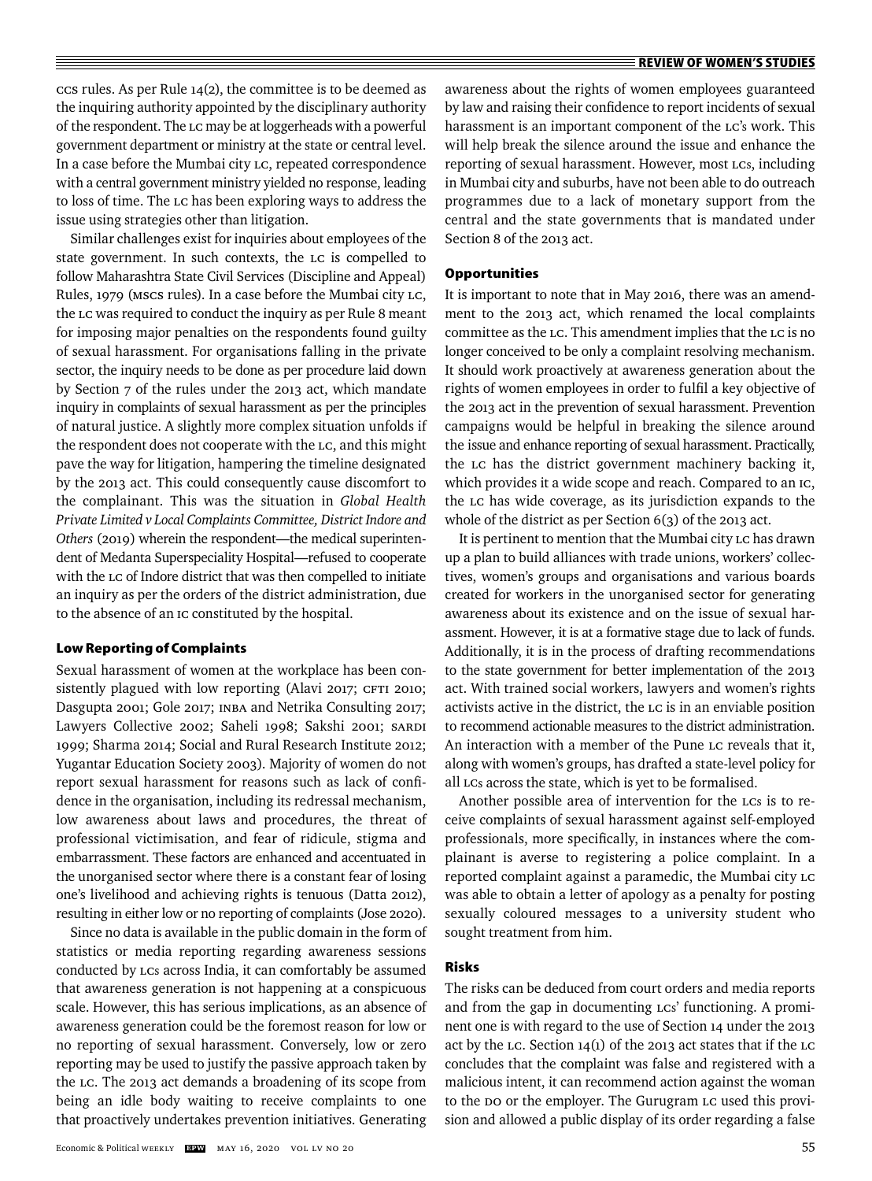CCS rules. As per Rule 14(2), the committee is to be deemed as the inquiring authority appointed by the disciplinary authority of the respondent. The LC may be at loggerheads with a powerful government department or ministry at the state or central level. In a case before the Mumbai city LC, repeated correspondence with a central government ministry yielded no response, leading to loss of time. The LC has been exploring ways to address the issue using strategies other than litigation.

Similar challenges exist for inquiries about employees of the state government. In such contexts, the LC is compelled to follow Maharashtra State Civil Services (Discipline and Appeal) Rules, 1979 (MSCS rules). In a case before the Mumbai city LC, the LC was required to conduct the inquiry as per Rule 8 meant for imposing major penalties on the respondents found guilty of sexual harassment. For organisations falling in the private sector, the inquiry needs to be done as per procedure laid down by Section 7 of the rules under the 2013 act, which mandate inquiry in complaints of sexual harassment as per the principles of natural justice. A slightly more complex situation unfolds if the respondent does not cooperate with the LC, and this might pave the way for litigation, hampering the timeline designated by the 2013 act. This could consequently cause discomfort to the complainant. This was the situation in *Global Health Private Limited v Local Complaints Committee, District Indore and Others* (2019) wherein the respondent—the medical superintendent of Medanta Superspeciality Hospital—refused to cooperate with the LC of Indore district that was then compelled to initiate an inquiry as per the orders of the district administration, due to the absence of an IC constituted by the hospital.

### Low Reporting of Complaints

Sexual harassment of women at the workplace has been consistently plagued with low reporting (Alavi 2017; CFTI 2010; Dasgupta 2001; Gole 2017; INBA and Netrika Consulting 2017; Lawyers Collective 2002; Saheli 1998; Sakshi 2001; SARDI 1999; Sharma 2014; Social and Rural Research Institute 2012; Yugantar Education Society 2003). Majority of women do not report sexual harassment for reasons such as lack of confidence in the organisation, including its redressal mechanism, low awareness about laws and procedures, the threat of professional victimisation, and fear of ridicule, stigma and embarrassment. These factors are enhanced and accentuated in the unorganised sector where there is a constant fear of losing one's livelihood and achieving rights is tenuous (Datta 2012), resulting in either low or no reporting of complaints (Jose 2020).

Since no data is available in the public domain in the form of statistics or media reporting regarding awareness sessions conducted by LCs across India, it can comfortably be assumed that awareness generation is not happening at a conspicuous scale. However, this has serious implications, as an absence of awareness generation could be the foremost reason for low or no reporting of sexual harassment. Conversely, low or zero reporting may be used to justify the passive approach taken by the LC. The 2013 act demands a broadening of its scope from being an idle body waiting to receive complaints to one that proactively undertakes prevention initiatives. Generating awareness about the rights of women employees guaranteed by law and raising their confidence to report incidents of sexual harassment is an important component of the LC's work. This will help break the silence around the issue and enhance the reporting of sexual harassment. However, most LCs, including in Mumbai city and suburbs, have not been able to do outreach programmes due to a lack of monetary support from the central and the state governments that is mandated under Section 8 of the 2013 act.

### Opportunities

It is important to note that in May 2016, there was an amendment to the 2013 act, which renamed the local complaints committee as the LC. This amendment implies that the LC is no longer conceived to be only a complaint resolving mechanism. It should work proactively at awareness generation about the rights of women employees in order to fulfil a key objective of the 2013 act in the prevention of sexual harassment. Prevention campaigns would be helpful in breaking the silence around the issue and enhance reporting of sexual harassment. Practically, the LC has the district government machinery backing it, which provides it a wide scope and reach. Compared to an IC, the LC has wide coverage, as its jurisdiction expands to the whole of the district as per Section 6(3) of the 2013 act.

It is pertinent to mention that the Mumbai city LC has drawn up a plan to build alliances with trade unions, workers' collectives, women's groups and organisations and various boards created for workers in the unorganised sector for generating awareness about its existence and on the issue of sexual harassment. However, it is at a formative stage due to lack of funds. Additionally, it is in the process of drafting recommendations to the state government for better implementation of the 2013 act. With trained social workers, lawyers and women's rights activists active in the district, the LC is in an enviable position to recommend actionable measures to the district administration. An interaction with a member of the Pune LC reveals that it, along with women's groups, has drafted a state-level policy for all LCs across the state, which is yet to be formalised.

Another possible area of intervention for the LCs is to receive complaints of sexual harassment against self-employed professionals, more specifically, in instances where the complainant is averse to registering a police complaint. In a reported complaint against a paramedic, the Mumbai city LC was able to obtain a letter of apology as a penalty for posting sexually coloured messages to a university student who sought treatment from him.

### Risks

The risks can be deduced from court orders and media reports and from the gap in documenting LCs' functioning. A prominent one is with regard to the use of Section 14 under the 2013 act by the LC. Section 14(1) of the 2013 act states that if the LC concludes that the complaint was false and registered with a malicious intent, it can recommend action against the woman to the DO or the employer. The Gurugram LC used this provision and allowed a public display of its order regarding a false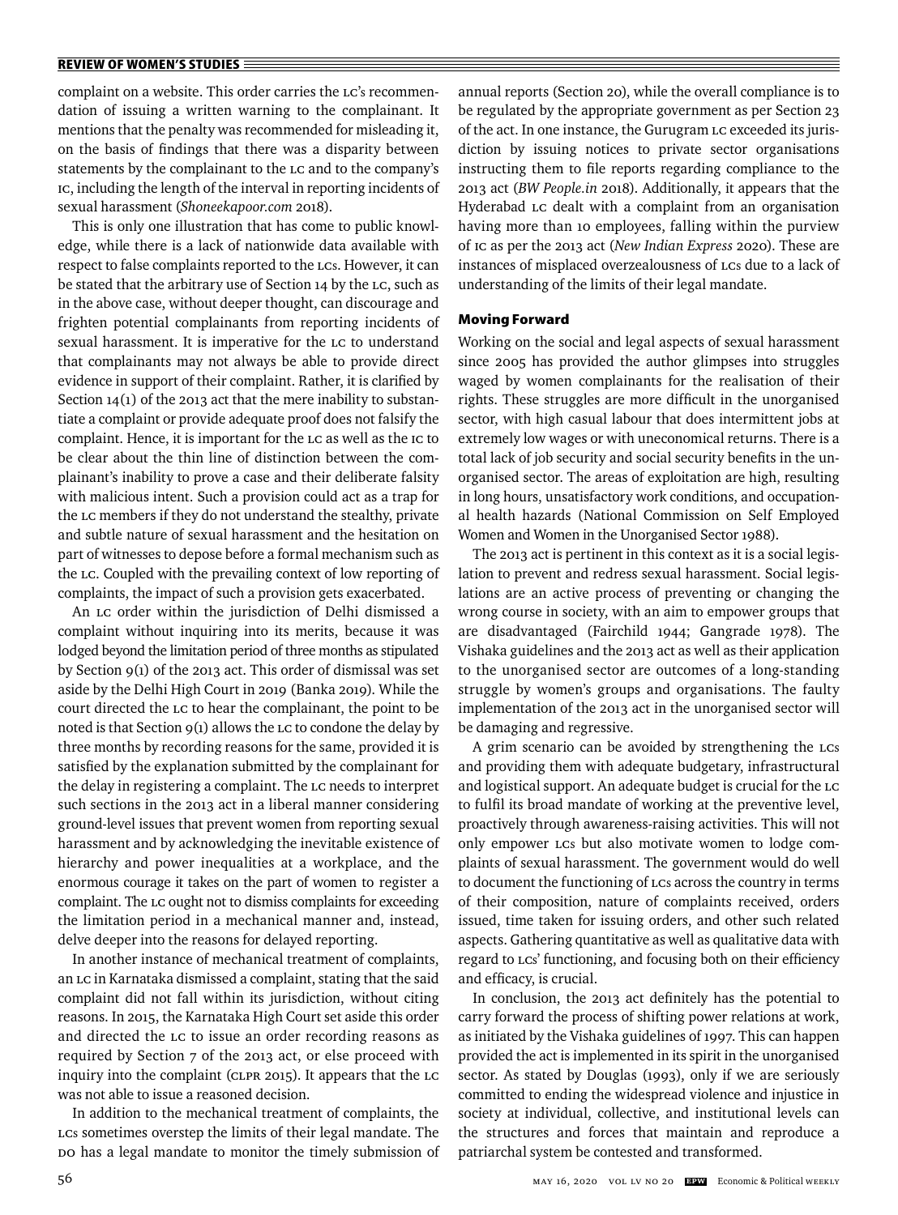complaint on a website. This order carries the LC's recommendation of issuing a written warning to the complainant. It mentions that the penalty was recommended for misleading it, on the basis of findings that there was a disparity between statements by the complainant to the LC and to the company's IC, including the length of the interval in reporting incidents of sexual harassment (*Shoneekapoor.com* 2018).

This is only one illustration that has come to public knowledge, while there is a lack of nationwide data available with respect to false complaints reported to the LCs. However, it can be stated that the arbitrary use of Section 14 by the LC, such as in the above case, without deeper thought, can discourage and frighten potential complainants from reporting incidents of sexual harassment. It is imperative for the LC to understand that complainants may not always be able to provide direct evidence in support of their complaint. Rather, it is clarified by Section 14(1) of the 2013 act that the mere inability to substantiate a complaint or provide adequate proof does not falsify the complaint. Hence, it is important for the LC as well as the IC to be clear about the thin line of distinction between the complainant's inability to prove a case and their deliberate falsity with malicious intent. Such a provision could act as a trap for the LC members if they do not understand the stealthy, private and subtle nature of sexual harassment and the hesitation on part of witnesses to depose before a formal mechanism such as the LC. Coupled with the prevailing context of low reporting of complaints, the impact of such a provision gets exacerbated.

An LC order within the jurisdiction of Delhi dismissed a complaint without inquiring into its merits, because it was lodged beyond the limitation period of three months as stipulated by Section 9(1) of the 2013 act. This order of dismissal was set aside by the Delhi High Court in 2019 (Banka 2019). While the court directed the LC to hear the complainant, the point to be noted is that Section 9(1) allows the LC to condone the delay by three months by recording reasons for the same, provided it is satisfied by the explanation submitted by the complainant for the delay in registering a complaint. The LC needs to interpret such sections in the 2013 act in a liberal manner considering ground-level issues that prevent women from reporting sexual harassment and by acknowledging the inevitable existence of hierarchy and power inequalities at a workplace, and the enormous courage it takes on the part of women to register a complaint. The LC ought not to dismiss complaints for exceeding the limitation period in a mechanical manner and, instead, delve deeper into the reasons for delayed reporting.

In another instance of mechanical treatment of complaints, an LC in Karnataka dismissed a complaint, stating that the said complaint did not fall within its jurisdiction, without citing reasons. In 2015, the Karnataka High Court set aside this order and directed the LC to issue an order recording reasons as required by Section 7 of the 2013 act, or else proceed with inquiry into the complaint (CLPR 2015). It appears that the LC was not able to issue a reasoned decision.

In addition to the mechanical treatment of complaints, the LCs sometimes overstep the limits of their legal mandate. The DO has a legal mandate to monitor the timely submission of annual reports (Section 20), while the overall compliance is to be regulated by the appropriate government as per Section 23 of the act. In one instance, the Gurugram LC exceeded its jurisdiction by issuing notices to private sector organisations instructing them to file reports regarding compliance to the 2013 act (*BW People.in* 2018). Additionally, it appears that the Hyderabad LC dealt with a complaint from an organisation having more than 10 employees, falling within the purview of IC as per the 2013 act (*New Indian Express* 2020). These are instances of misplaced overzealousness of LCs due to a lack of understanding of the limits of their legal mandate.

## Moving Forward

Working on the social and legal aspects of sexual harassment since 2005 has provided the author glimpses into struggles waged by women complainants for the realisation of their rights. These struggles are more difficult in the unorganised sector, with high casual labour that does intermittent jobs at extremely low wages or with uneconomical returns. There is a total lack of job security and social security benefits in the unorganised sector. The areas of exploitation are high, resulting in long hours, unsatisfactory work conditions, and occupational health hazards (National Commission on Self Employed Women and Women in the Unorganised Sector 1988).

The 2013 act is pertinent in this context as it is a social legislation to prevent and redress sexual harassment. Social legislations are an active process of preventing or changing the wrong course in society, with an aim to empower groups that are disadvantaged (Fairchild 1944; Gangrade 1978). The Vishaka guidelines and the 2013 act as well as their application to the unorganised sector are outcomes of a long-standing struggle by women's groups and organisations. The faulty implementation of the 2013 act in the unorganised sector will be damaging and regressive.

A grim scenario can be avoided by strengthening the LCs and providing them with adequate budgetary, infrastructural and logistical support. An adequate budget is crucial for the LC to fulfil its broad mandate of working at the preventive level, proactively through awareness-raising activities. This will not only empower LCs but also motivate women to lodge complaints of sexual harassment. The government would do well to document the functioning of LCs across the country in terms of their composition, nature of complaints received, orders issued, time taken for issuing orders, and other such related aspects. Gathering quantitative as well as qualitative data with regard to LCs' functioning, and focusing both on their efficiency and efficacy, is crucial.

In conclusion, the 2013 act definitely has the potential to carry forward the process of shifting power relations at work, as initiated by the Vishaka guidelines of 1997. This can happen provided the act is implemented in its spirit in the unorganised sector. As stated by Douglas (1993), only if we are seriously committed to ending the widespread violence and injustice in society at individual, collective, and institutional levels can the structures and forces that maintain and reproduce a patriarchal system be contested and transformed.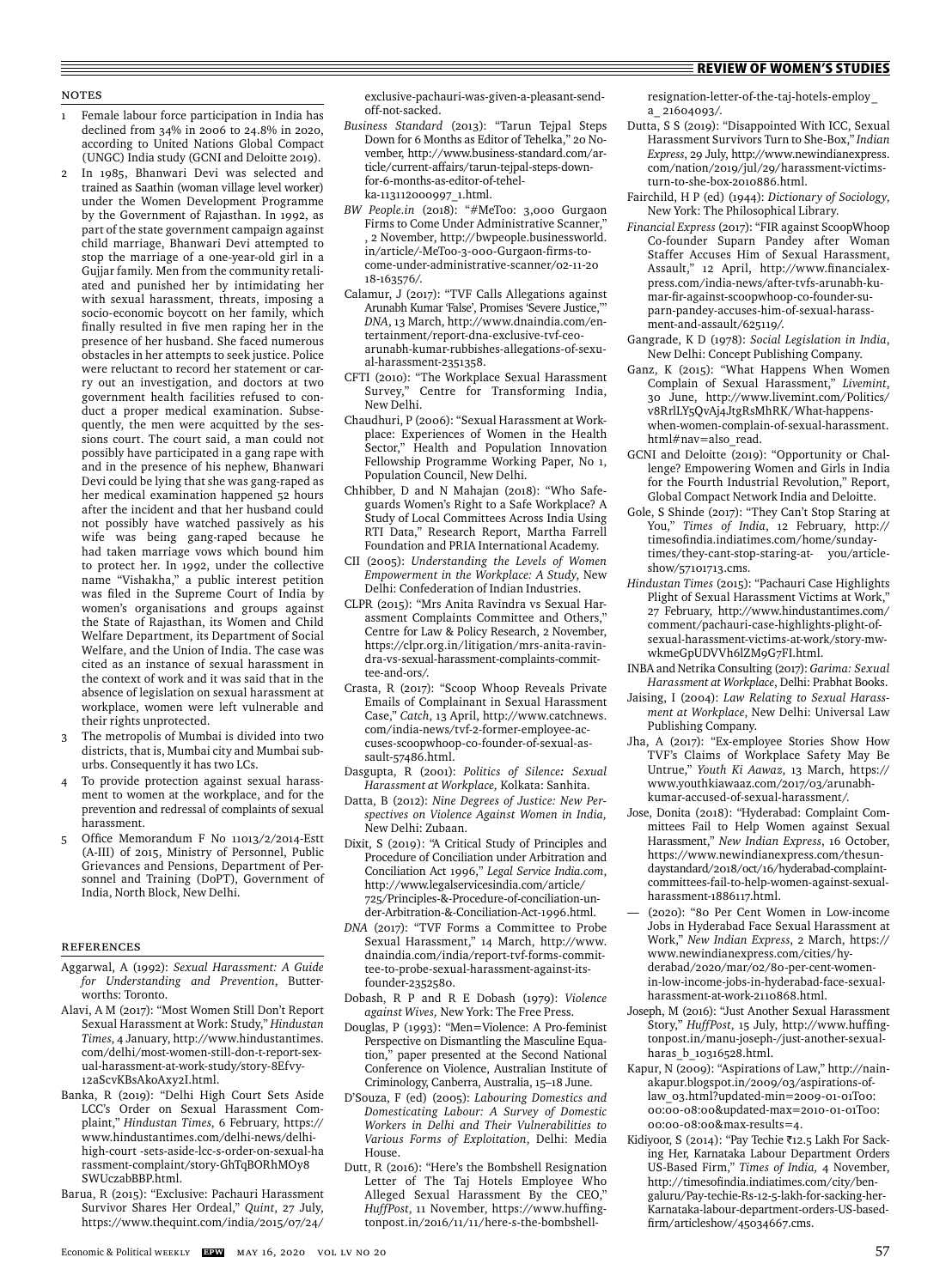## NOTES

1 Female labour force participation in India has declined from 34% in 2006 to 24.8% in 2020, according to United Nations Global Compact (UNGC) India study (GCNI and Deloitte 2019).

2 In 1985, Bhanwari Devi was selected and trained as Saathin (woman village level worker) under the Women Development Programme by the Government of Rajasthan. In 1992, as part of the state government campaign against child marriage, Bhanwari Devi attempted to stop the marriage of a one-year-old girl in a Gujjar family. Men from the community retaliated and punished her by intimidating her with sexual harassment, threats, imposing a socio-economic boycott on her family, which finally resulted in five men raping her in the presence of her husband. She faced numerous obstacles in her attempts to seek justice. Police were reluctant to record her statement or carry out an investigation, and doctors at two government health facilities refused to conduct a proper medical examination. Subsequently, the men were acquitted by the sessions court. The court said, a man could not possibly have participated in a gang rape with and in the presence of his nephew, Bhanwari Devi could be lying that she was gang-raped as her medical examination happened 52 hours after the incident and that her husband could not possibly have watched passively as his wife was being gang-raped because he had taken marriage vows which bound him to protect her. In 1992, under the collective name "Vishakha," a public interest petition was filed in the Supreme Court of India by women's organisations and groups against the State of Rajasthan, its Women and Child Welfare Department, its Department of Social Welfare, and the Union of India. The case was cited as an instance of sexual harassment in the context of work and it was said that in the absence of legislation on sexual harassment at workplace, women were left vulnerable and their rights unprotected.

3 The metropolis of Mumbai is divided into two districts, that is, Mumbai city and Mumbai suburbs. Consequently it has two LCs.

4 To provide protection against sexual harassment to women at the workplace, and for the prevention and redressal of complaints of sexual harassment.

5 Office Memorandum F No 11013/2/2014-Estt (A-III) of 2015, Ministry of Personnel, Public Grievances and Pensions, Department of Personnel and Training (DoPT), Government of India, North Block, New Delhi.

## REFERENCES

Aggarwal, A (1992): *Sexual Harassment: A Guide for Understanding and Prevention*, Butterworths: Toronto.

Alavi, A M (2017): "Most Women Still Don't Report Sexual Harassment at Work: Study," *Hindustan Times*, 4 January, http://www.hindustantimes.com/delhi/most-women-still-don-t-report-sexual-harassment-at-work-study/story-8Efvy12aScvKBsAkoAxy2I.html.

Banka, R (2019): "Delhi High Court Sets Aside LCC's Order on Sexual Harassment Complaint," *Hindustan Times*, 6 February, https://www.hindustantimes.com/delhi-news/delhi-high-court -sets-aside-lcc-s-order-on-sexual-harassment-complaint/story-GhTqBORhMOy8SWUczabBBP.html.

Barua, R (2015): "Exclusive: Pachauri Harassment Survivor Shares Her Ordeal," *Quint*, 27 July, https://www.thequint.com/india/2015/07/24/exclusive-pachauri-was-given-a-pleasant-send-off-not-sacked.

*Business Standard* (2013): "Tarun Tejpal Steps Down for 6 Months as Editor of Tehelka," 20 November, http://www.business-standard.com/article/current-affairs/tarun-tejpal-steps-down-for-6-months-as-editor-of-tehelka-113112000997_1.html.

*BW People.in* (2018): "#MeToo: 3,000 Gurgaon Firms to Come Under Administrative Scanner," , 2 November, http://bwpeople.businessworld.in/article/-MeToo-3-000-Gurgaon-firms-to-come-under-administrative-scanner/02-11-2018-163576/.

Calamur, J (2017): "TVF Calls Allegations against Arunabh Kumar 'False', Promises 'Severe Justice,'" *DNA*, 13 March, http://www.dnaindia.com/entertainment/report-dna-exclusive-tvf-ceo-arunabh-kumar-rubbishes-allegations-of-sexual-harassment-2351358.

CFTI (2010): "The Workplace Sexual Harassment Survey," Centre for Transforming India, New Delhi.

Chaudhuri, P (2006): "Sexual Harassment at Workplace: Experiences of Women in the Health Sector," Health and Population Innovation Fellowship Programme Working Paper, No 1, Population Council, New Delhi.

Chhibber, D and N Mahajan (2018): "Who Safeguards Women's Right to a Safe Workplace? A Study of Local Committees Across India Using RTI Data," Research Report, Martha Farrell Foundation and PRIA International Academy.

CII (2005): *Understanding the Levels of Women Empowerment in the Workplace: A Study*, New Delhi: Confederation of Indian Industries.

CLPR (2015): "Mrs Anita Ravindra vs Sexual Harassment Complaints Committee and Others," Centre for Law & Policy Research, 2 November, https://clpr.org.in/litigation/mrs-anita-ravindra-vs-sexual-harassment-complaints-committee-and-ors/.

Crasta, R (2017): "Scoop Whoop Reveals Private Emails of Complainant in Sexual Harassment Case," *Catch*, 13 April, http://www.catchnews.com/india-news/tvf-2-former-employee-accuses-scoopwhoop-co-founder-of-sexual-assault-57486.html.

Dasgupta, R (2001): *Politics of Silence: Sexual Harassment at Workplace*, Kolkata: Sanhita.

Datta, B (2012): *Nine Degrees of Justice: New Perspectives on Violence Against Women in India*, New Delhi: Zubaan.

Dixit, S (2019): "A Critical Study of Principles and Procedure of Conciliation under Arbitration and Conciliation Act 1996," *Legal Service India.com*, http://www.legalservicesindia.com/article/725/Principles-&-Procedure-of-conciliation-under-Arbitration-&-Conciliation-Act-1996.html.

*DNA* (2017): "TVF Forms a Committee to Probe Sexual Harassment," 14 March, http://www.dnaindia.com/india/report-tvf-forms-committee-to-probe-sexual-harassment-against-its-founder-2352580.

Dobash, R P and R E Dobash (1979): *Violence against Wives*, New York: The Free Press.

Douglas, P (1993): "Men=Violence: A Pro-feminist Perspective on Dismantling the Masculine Equation," paper presented at the Second National Conference on Violence, Australian Institute of Criminology, Canberra, Australia, 15–18 June.

D'Souza, F (ed) (2005): *Labouring Domestics and Domesticating Labour: A Survey of Domestic Workers in Delhi and Their Vulnerabilities to Various Forms of Exploitation*, Delhi: Media House.

Dutt, R (2016): "Here's the Bombshell Resignation Letter of The Taj Hotels Employee Who Alleged Sexual Harassment By the CEO," *HuffPost*, 11 November, https://www.huffingtonpost.in/2016/11/11/here-s-the-bombshell-resignation-letter-of-the-taj-hotels-employ_a_21604093/.

Dutta, S S (2019): "Disappointed With ICC, Sexual Harassment Survivors Turn to She-Box," *Indian Express*, 29 July, http://www.newindianexpress.com/nation/2019/jul/29/harassment-victims-turn-to-she-box-2010886.html.

Fairchild, H P (ed) (1944): *Dictionary of Sociology*, New York: The Philosophical Library.

*Financial Express* (2017): "FIR against ScoopWhoop Co-founder Suparn Pandey after Woman Staffer Accuses Him of Sexual Harassment, Assault," 12 April, http://www.financialexpress.com/india-news/after-tvfs-arunabh-kumar-fir-against-scoopwhoop-co-founder-suparn-pandey-accuses-him-of-sexual-harassment-and-assault/625119/.

Gangrade, K D (1978): *Social Legislation in India*, New Delhi: Concept Publishing Company.

Ganz, K (2015): "What Happens When Women Complain of Sexual Harassment," *Livemint*, 30 June, http://www.livemint.com/Politics/v8RrlLY5QvAj4JtgRsMhRK/What-happens-when-women-complain-of-sexual-harassment.html#nav=also_read.

GCNI and Deloitte (2019): "Opportunity or Challenge? Empowering Women and Girls in India for the Fourth Industrial Revolution," Report, Global Compact Network India and Deloitte.

Gole, S Shinde (2017): "They Can't Stop Staring at You," *Times of India*, 12 February, http://timesofindia.indiatimes.com/home/sunday-times/they-cant-stop-staring-at- you/articleshow/57101713.cms.

*Hindustan Times* (2015): "Pachauri Case Highlights Plight of Sexual Harassment Victims at Work," 27 February, http://www.hindustantimes.com/comment/pachauri-case-highlights-plight-of-sexual-harassment-victims-at-work/story-mwwkmeGpUDVVh6lZM9G7FI.html.

INBA and Netrika Consulting (2017): *Garima: Sexual Harassment at Workplace*, Delhi: Prabhat Books.

Jaising, I (2004): *Law Relating to Sexual Harassment at Workplace*, New Delhi: Universal Law Publishing Company.

Jha, A (2017): "Ex-employee Stories Show How TVF's Claims of Workplace Safety May Be Untrue," *Youth Ki Aawaz*, 13 March, https://www.youthkiawaaz.com/2017/03/arunabh-kumar-accused-of-sexual-harassment/.

Jose, Donita (2018): "Hyderabad: Complaint Committees Fail to Help Women against Sexual Harassment," *New Indian Express*, 16 October, https://www.newindianexpress.com/thesundaystandard/2018/oct/16/hyderabad-complaint-committees-fail-to-help-women-against-sexual-harassment-1886117.html.

— (2020): "80 Per Cent Women in Low-income Jobs in Hyderabad Face Sexual Harassment at Work," *New Indian Express*, 2 March, https://www.newindianexpress.com/cities/hyderabad/2020/mar/02/80-per-cent-women-in-low-income-jobs-in-hyderabad-face-sexual-harassment-at-work-2110868.html.

Joseph, M (2016): "Just Another Sexual Harassment Story," *HuffPost*, 15 July, http://www.huffingtonpost.in/manu-joseph-/just-another-sexual-haras_b_10316528.html.

Kapur, N (2009): "Aspirations of Law," http://nainakapur.blogspot.in/2009/03/aspirations-of-law_03.html?updated-min=2009-01-01T00:00:00-08:00&updated-max=2010-01-01T00:00:00-08:00&max-results=4.

Kidiyoor, S (2014): "Pay Techie ₹12.5 Lakh For Sacking Her, Karnataka Labour Department Orders US-Based Firm," *Times of India*, 4 November, http://timesofindia.indiatimes.com/city/bengaluru/Pay-techie-Rs-12-5-lakh-for-sacking-her-Karnataka-labour-department-orders-US-based-firm/articleshow/45034667.cms.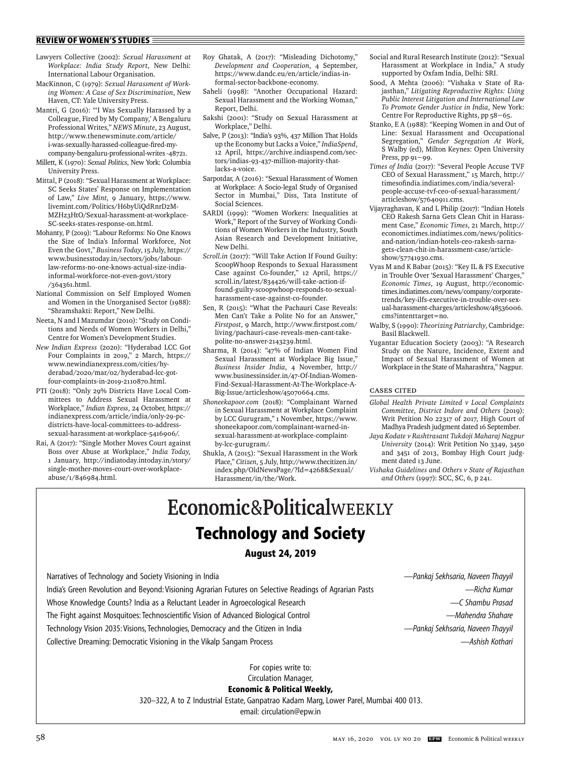Lawyers Collective (2002): *Sexual Harassment at Workplace: India Study Report*, New Delhi: International Labour Organisation.

MacKinnon, C (1979): *Sexual Harassment of Working Women: A Case of Sex Discrimination*, New Haven, CT: Yale University Press.

Mantri, G (2016): "'I Was Sexually Harassed by a Colleague, Fired by My Company,' A Bengaluru Professional Writes," *NEWS Minute*, 23 August, http://www.thenewsminute.com/article/i-was-sexually-harassed-colleague-fired-my-company-bengaluru-professional-writes -48721.

Millett, K (1970): *Sexual Politics*, New York: Columbia University Press.

Mittal, P (2018): "Sexual Harassment at Workplace: SC Seeks States' Response on Implementation of Law," *Live Mint*, 9 January, https://www.livemint.com/Politics/H6byUiQdRnrD2M-MZHz3HtO/Sexual-harassment-at-workplace-SC-seeks-states-response-on.html.

Mohanty, P (2019): "Labour Reforms: No One Knows the Size of India's Informal Workforce, Not Even the Govt," *Business Today*, 15 July, https://www.businesstoday.in/sectors/jobs/labour-law-reforms-no-one-knows-actual-size-india-informal-workforce-not-even-govt/story /364361.html.

National Commission on Self Employed Women and Women in the Unorganised Sector (1988): "Shramshakti: Report," New Delhi.

Neeta, N and I Mazumdar (2010): "Study on Conditions and Needs of Women Workers in Delhi," Centre for Women's Development Studies.

*New Indian Express* (2020): "Hyderabad LCC Got Four Complaints in 2019," 2 March, https://www.newindianexpress.com/cities/hyderabad/2020/mar/02/hyderabad-lcc-got-four-complaints-in-2019-2110870.html.

PTI (2018): "Only 29% Districts Have Local Committees to Address Sexual Harassment at Workplace," *Indian Express*, 24 October, https://indianexpress.com/article/india/only-29-pc-districts-have-local-committees-to-address-sexual-harassment-at-workplace-5416906/.

Rai, A (2017): "Single Mother Moves Court against Boss over Abuse at Workplace," *India Today*, 1 January, http://indiatoday.intoday.in/story/single-mother-moves-court-over-workplace-abuse/1/846984.html.

Roy Ghatak, A (2017): "Misleading Dichotomy," *Development and Cooperation*, 4 September, https://www.dandc.eu/en/article/indias-informal-sector-backbone-economy.

Saheli (1998): "Another Occupational Hazard: Sexual Harassment and the Working Woman," Report, Delhi.

Sakshi (2001): "Study on Sexual Harassment at Workplace," Delhi.

Salve, P (2013): "India's 93%, 437 Million That Holds up the Economy but Lacks a Voice," *IndiaSpend*, 12 April, https://archive.indiaspend.com/sectors/indias-93-437-million-majority-that-lacks-a-voice.

Sarpotdar, A (2016): "Sexual Harassment of Women at Workplace: A Socio-legal Study of Organised Sector in Mumbai," Diss, Tata Institute of Social Sciences.

SARDI (1999): "Women Workers: Inequalities at Work," Report of the Survey of Working Conditions of Women Workers in the Industry, South Asian Research and Development Initiative, New Delhi.

*Scroll.in* (2017): "Will Take Action If Found Guilty: ScoopWhoop Responds to Sexual Harassment Case against Co-founder," 12 April, https://scroll.in/latest/834426/will-take-action-if-found-guilty-scoopwhoop-responds-to-sexual-harassment-case-against-co-founder.

Sen, R (2015): "What the Pachauri Case Reveals: Men Can't Take a Polite No for an Answer," *Firstpost*, 9 March, http://www.firstpost.com/living/pachauri-case-reveals-men-cant-take-polite-no-answer-2143239.html.

Sharma, R (2014): "47% of Indian Women Find Sexual Harassment at Workplace Big Issue," *Business Insider India*, 4 November, http://www.businessinsider.in/47-Of-Indian-Women-Find-Sexual-Harassment-At-The-Workplace-A-Big-Issue/articleshow/45070664.cms.

*Shoneekapoor.com* (2018): "Complainant Warned in Sexual Harassment at Workplace Complaint by LCC Gurugram," 1 November, https://www.shoneekapoor.com/complainant-warned-in-sexual-harassment-at-workplace-complaint-by-lcc-gurugram/.

Shukla, A (2015): "Sexual Harassment in the Work Place," *Citizen*, 5 July, http://www.thecitizen.in/index.php/OldNewsPage/?Id=4268&Sexual/Harassment/in/the/Work.

Social and Rural Research Institute (2012): "Sexual Harassment at Workplace in India," A study supported by Oxfam India, Delhi: SRI.

Sood, A Mehta (2006): "Vishaka v State of Rajasthan," *Litigating Reproductive Rights: Using Public Interest Litigation and International Law To Promote Gender Justice in India*, New York: Centre For Reproductive Rights, pp 58–65.

Stanko, E A (1988): "Keeping Women in and Out of Line: Sexual Harassment and Occupational Segregation," *Gender Segregation At Work*, S Walby (ed), Milton Keynes: Open University Press, pp 91–99.

*Times of India* (2017): "Several People Accuse TVF CEO of Sexual Harassment," 15 March, http://timesofindia.indiatimes.com/india/several-people-accuse-tvf-ceo-of-sexual-harassment/articleshow/57640911.cms.

Vijayraghavan, K and L Philip (2017): "Indian Hotels CEO Rakesh Sarna Gets Clean Chit in Harassment Case," *Economic Times*, 21 March, http://economictimes.indiatimes.com/news/politics-and-nation/indian-hotels-ceo-rakesh-sarna-gets-clean-chit-in-harassment-case/articleshow/57741930.cms.

Vyas M and K Babar (2015): "Key IL & FS Executive in Trouble Over 'Sexual Harassment' Charges," *Economic Times*, 19 August, http://economictimes.indiatimes.com/news/company/corporate-trends/key-ilfs-executive-in-trouble-over-sexual-harassment-charges/articleshow/48536006.cms?intenttarget=no.

Walby, S (1990): *Theorizing Patriarchy*, Cambridge: Basil Blackwell.

Yugantar Education Society (2003): "A Research Study on the Nature, Incidence, Extent and Impact of Sexual Harassment of Women at Workplace in the State of Maharashtra," Nagpur.

## Cases Cited

*Global Health Private Limited v Local Complaints Committee, District Indore and Others* (2019): Writ Petition No 22317 of 2017, High Court of Madhya Pradesh judgment dated 16 September.

*Jaya Kodate v Rashtrasant Tukdoji Maharaj Nagpur University* (2014): Writ Petition No 3349, 3450 and 3451 of 2013, Bombay High Court judgment dated 13 June.

*Vishaka Guidelines and Others v State of Rajasthan and Others* (1997): SCC, SC, 6, p 241.

---

# Economic&PoliticalWEEKLY

## Technology and Society

**August 24, 2019**

Narratives of Technology and Society Visioning in India —*Pankaj Sekhsaria, Naveen Thayyil*

India's Green Revolution and Beyond: Visioning Agrarian Futures on Selective Readings of Agrarian Pasts —*Richa Kumar*

Whose Knowledge Counts? India as a Reluctant Leader in Agroecological Research —*C Shambu Prasad*

The Fight against Mosquitoes: Technoscientific Vision of Advanced Biological Control —*Mahendra Shahare*

Technology Vision 2035: Visions, Technologies, Democracy and the Citizen in India —*Pankaj Sekhsaria, Naveen Thayyil*

Collective Dreaming: Democratic Visioning in the Vikalp Sangam Process —*Ashish Kothari*

For copies write to:
Circulation Manager,
**Economic & Political Weekly,**
320–322, A to Z Industrial Estate, Ganpatrao Kadam Marg, Lower Parel, Mumbai 400 013.
email: circulation@epw.in